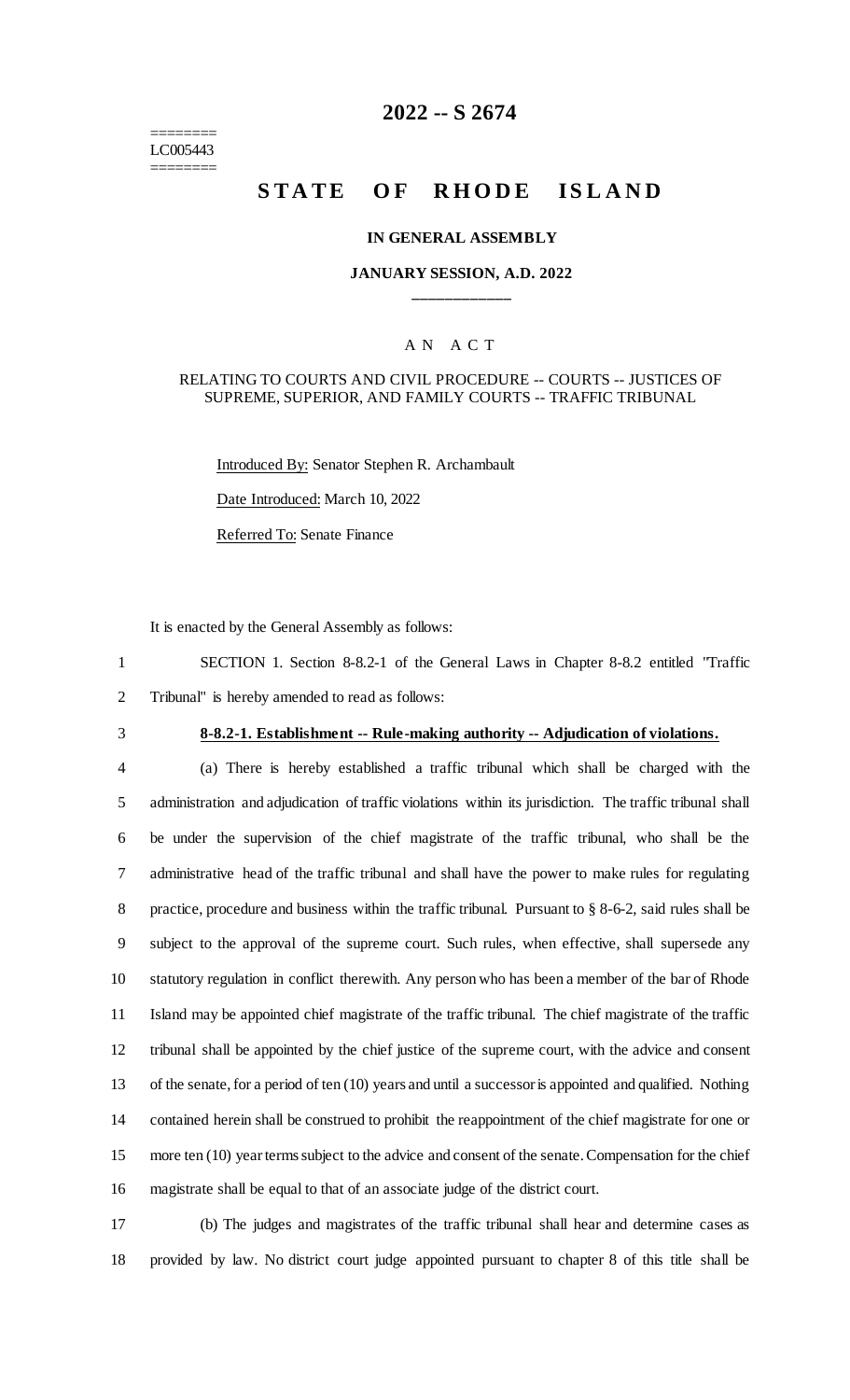========
LC005443
========

# 2022 -- S 2674

# STATE OF RHODE ISLAND

**IN GENERAL ASSEMBLY**

**JANUARY SESSION, A.D. 2022**

____________

A N A C T

RELATING TO COURTS AND CIVIL PROCEDURE -- COURTS -- JUSTICES OF SUPREME, SUPERIOR, AND FAMILY COURTS -- TRAFFIC TRIBUNAL

Introduced By: Senator Stephen R. Archambault

Date Introduced: March 10, 2022

Referred To: Senate Finance

It is enacted by the General Assembly as follows:

SECTION 1. Section 8-8.2-1 of the General Laws in Chapter 8-8.2 entitled "Traffic Tribunal" is hereby amended to read as follows:

**8-8.2-1. Establishment -- Rule-making authority -- Adjudication of violations.**

(a) There is hereby established a traffic tribunal which shall be charged with the administration and adjudication of traffic violations within its jurisdiction. The traffic tribunal shall be under the supervision of the chief magistrate of the traffic tribunal, who shall be the administrative head of the traffic tribunal and shall have the power to make rules for regulating practice, procedure and business within the traffic tribunal. Pursuant to § 8-6-2, said rules shall be subject to the approval of the supreme court. Such rules, when effective, shall supersede any statutory regulation in conflict therewith. Any person who has been a member of the bar of Rhode Island may be appointed chief magistrate of the traffic tribunal. The chief magistrate of the traffic tribunal shall be appointed by the chief justice of the supreme court, with the advice and consent of the senate, for a period of ten (10) years and until a successor is appointed and qualified. Nothing contained herein shall be construed to prohibit the reappointment of the chief magistrate for one or more ten (10) year terms subject to the advice and consent of the senate. Compensation for the chief magistrate shall be equal to that of an associate judge of the district court.

(b) The judges and magistrates of the traffic tribunal shall hear and determine cases as provided by law. No district court judge appointed pursuant to chapter 8 of this title shall be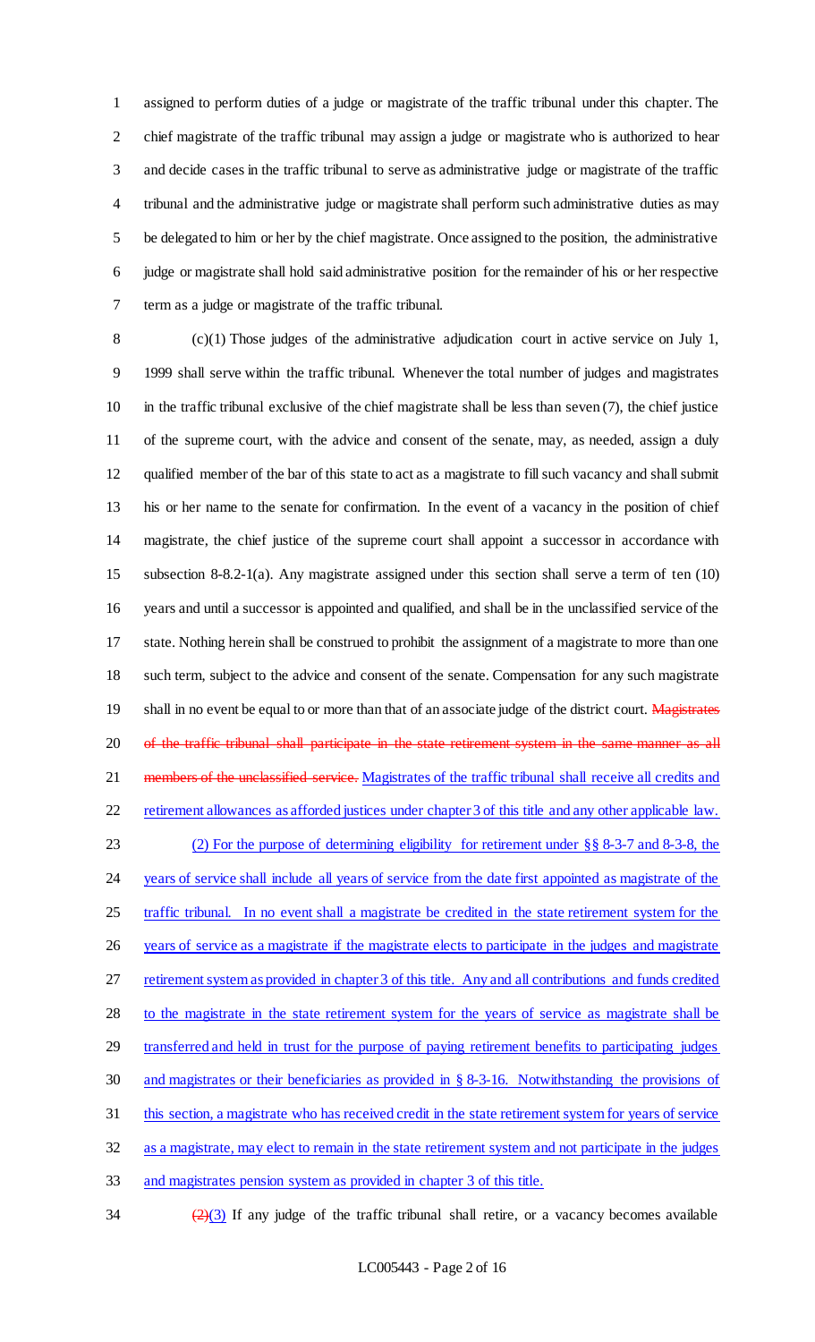assigned to perform duties of a judge or magistrate of the traffic tribunal under this chapter. The chief magistrate of the traffic tribunal may assign a judge or magistrate who is authorized to hear and decide cases in the traffic tribunal to serve as administrative judge or magistrate of the traffic tribunal and the administrative judge or magistrate shall perform such administrative duties as may be delegated to him or her by the chief magistrate. Once assigned to the position, the administrative judge or magistrate shall hold said administrative position for the remainder of his or her respective term as a judge or magistrate of the traffic tribunal.

(c)(1) Those judges of the administrative adjudication court in active service on July 1, 1999 shall serve within the traffic tribunal. Whenever the total number of judges and magistrates in the traffic tribunal exclusive of the chief magistrate shall be less than seven (7), the chief justice of the supreme court, with the advice and consent of the senate, may, as needed, assign a duly qualified member of the bar of this state to act as a magistrate to fill such vacancy and shall submit his or her name to the senate for confirmation. In the event of a vacancy in the position of chief magistrate, the chief justice of the supreme court shall appoint a successor in accordance with subsection 8-8.2-1(a). Any magistrate assigned under this section shall serve a term of ten (10) years and until a successor is appointed and qualified, and shall be in the unclassified service of the state. Nothing herein shall be construed to prohibit the assignment of a magistrate to more than one such term, subject to the advice and consent of the senate. Compensation for any such magistrate shall in no event be equal to or more than that of an associate judge of the district court. ~~Magistrates of the traffic tribunal shall participate in the state retirement system in the same manner as all members of the unclassified service.~~ Magistrates of the traffic tribunal shall receive all credits and retirement allowances as afforded justices under chapter 3 of this title and any other applicable law.

(2) For the purpose of determining eligibility for retirement under §§ 8-3-7 and 8-3-8, the years of service shall include all years of service from the date first appointed as magistrate of the traffic tribunal. In no event shall a magistrate be credited in the state retirement system for the years of service as a magistrate if the magistrate elects to participate in the judges and magistrate retirement system as provided in chapter 3 of this title. Any and all contributions and funds credited to the magistrate in the state retirement system for the years of service as magistrate shall be transferred and held in trust for the purpose of paying retirement benefits to participating judges and magistrates or their beneficiaries as provided in § 8-3-16. Notwithstanding the provisions of this section, a magistrate who has received credit in the state retirement system for years of service as a magistrate, may elect to remain in the state retirement system and not participate in the judges and magistrates pension system as provided in chapter 3 of this title.

~~(2)~~(3) If any judge of the traffic tribunal shall retire, or a vacancy becomes available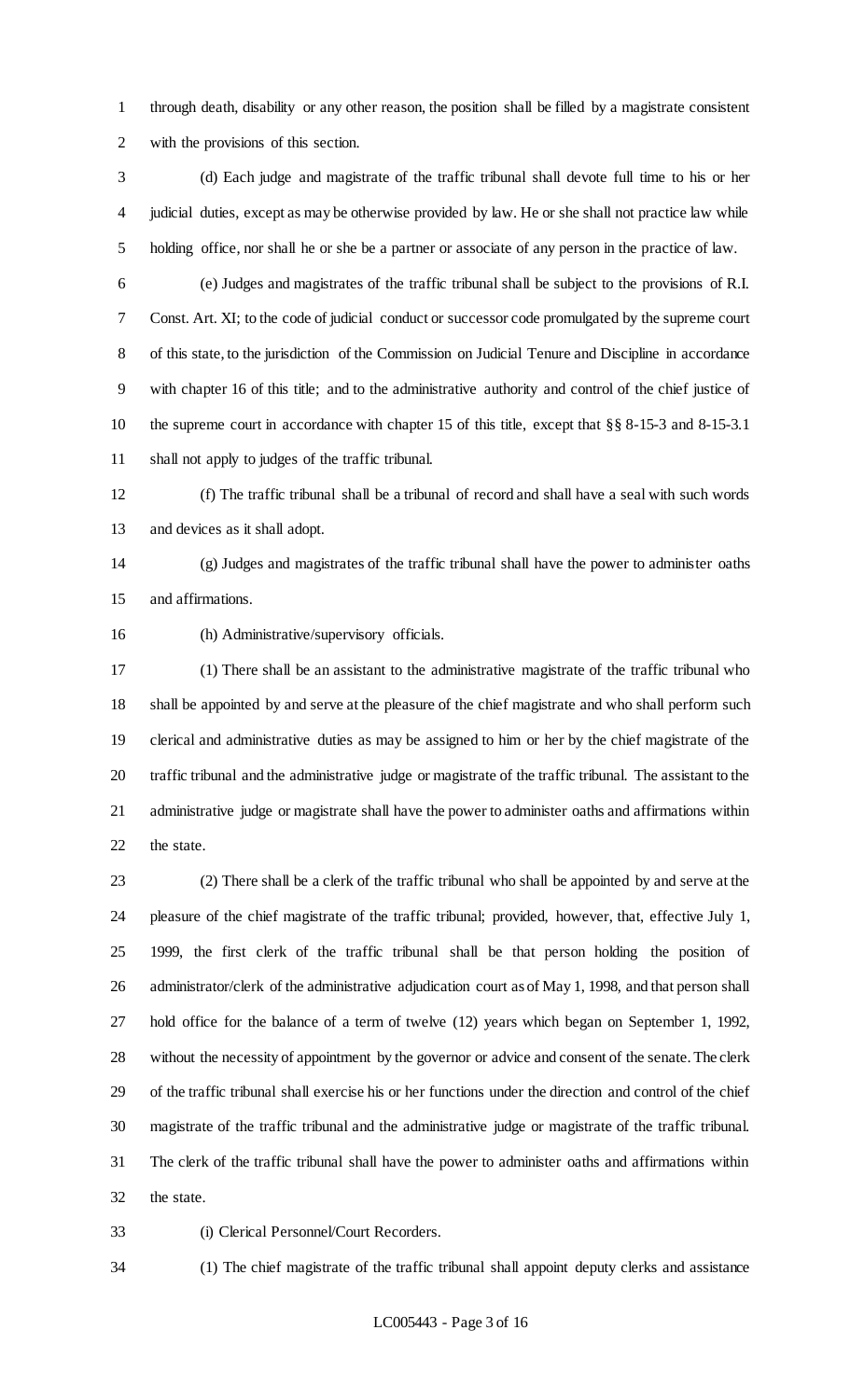through death, disability or any other reason, the position shall be filled by a magistrate consistent with the provisions of this section.

(d) Each judge and magistrate of the traffic tribunal shall devote full time to his or her judicial duties, except as may be otherwise provided by law. He or she shall not practice law while holding office, nor shall he or she be a partner or associate of any person in the practice of law.

(e) Judges and magistrates of the traffic tribunal shall be subject to the provisions of R.I. Const. Art. XI; to the code of judicial conduct or successor code promulgated by the supreme court of this state, to the jurisdiction of the Commission on Judicial Tenure and Discipline in accordance with chapter 16 of this title; and to the administrative authority and control of the chief justice of the supreme court in accordance with chapter 15 of this title, except that §§ 8-15-3 and 8-15-3.1 shall not apply to judges of the traffic tribunal.

(f) The traffic tribunal shall be a tribunal of record and shall have a seal with such words and devices as it shall adopt.

(g) Judges and magistrates of the traffic tribunal shall have the power to administer oaths and affirmations.

(h) Administrative/supervisory officials.

(1) There shall be an assistant to the administrative magistrate of the traffic tribunal who shall be appointed by and serve at the pleasure of the chief magistrate and who shall perform such clerical and administrative duties as may be assigned to him or her by the chief magistrate of the traffic tribunal and the administrative judge or magistrate of the traffic tribunal. The assistant to the administrative judge or magistrate shall have the power to administer oaths and affirmations within the state.

(2) There shall be a clerk of the traffic tribunal who shall be appointed by and serve at the pleasure of the chief magistrate of the traffic tribunal; provided, however, that, effective July 1, 1999, the first clerk of the traffic tribunal shall be that person holding the position of administrator/clerk of the administrative adjudication court as of May 1, 1998, and that person shall hold office for the balance of a term of twelve (12) years which began on September 1, 1992, without the necessity of appointment by the governor or advice and consent of the senate. The clerk of the traffic tribunal shall exercise his or her functions under the direction and control of the chief magistrate of the traffic tribunal and the administrative judge or magistrate of the traffic tribunal. The clerk of the traffic tribunal shall have the power to administer oaths and affirmations within the state.

(i) Clerical Personnel/Court Recorders.

(1) The chief magistrate of the traffic tribunal shall appoint deputy clerks and assistance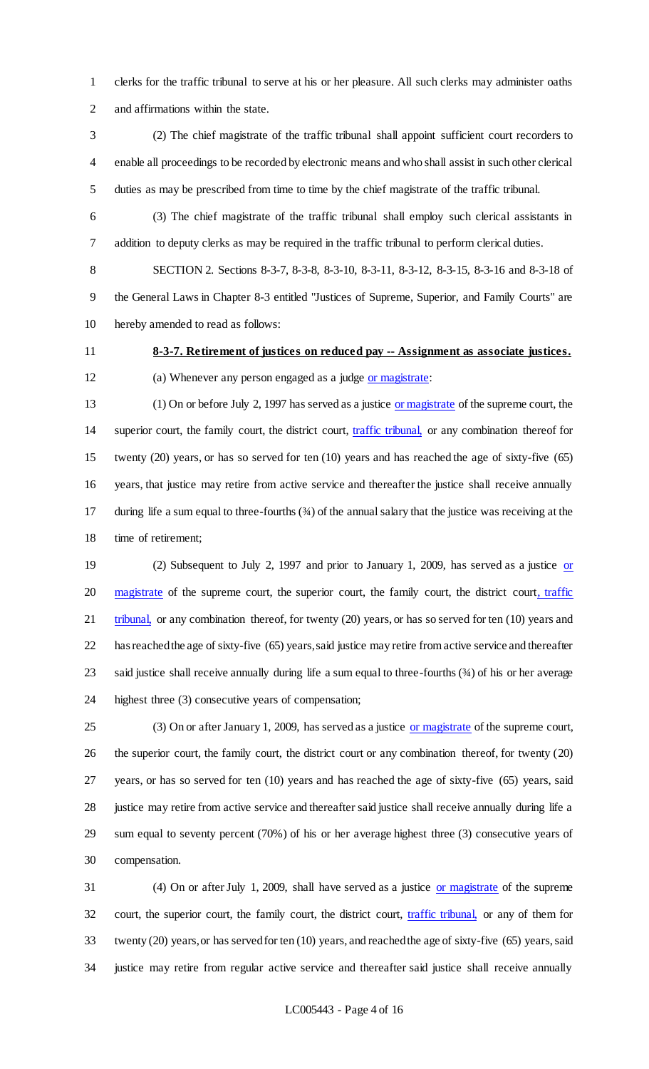clerks for the traffic tribunal to serve at his or her pleasure. All such clerks may administer oaths and affirmations within the state.

(2) The chief magistrate of the traffic tribunal shall appoint sufficient court recorders to enable all proceedings to be recorded by electronic means and who shall assist in such other clerical duties as may be prescribed from time to time by the chief magistrate of the traffic tribunal.

(3) The chief magistrate of the traffic tribunal shall employ such clerical assistants in addition to deputy clerks as may be required in the traffic tribunal to perform clerical duties.

SECTION 2. Sections 8-3-7, 8-3-8, 8-3-10, 8-3-11, 8-3-12, 8-3-15, 8-3-16 and 8-3-18 of the General Laws in Chapter 8-3 entitled "Justices of Supreme, Superior, and Family Courts" are hereby amended to read as follows:

**8-3-7. Retirement of justices on reduced pay -- Assignment as associate justices.**

(a) Whenever any person engaged as a judge or magistrate:

(1) On or before July 2, 1997 has served as a justice or magistrate of the supreme court, the superior court, the family court, the district court, traffic tribunal, or any combination thereof for twenty (20) years, or has so served for ten (10) years and has reached the age of sixty-five (65) years, that justice may retire from active service and thereafter the justice shall receive annually during life a sum equal to three-fourths (¾) of the annual salary that the justice was receiving at the time of retirement;

(2) Subsequent to July 2, 1997 and prior to January 1, 2009, has served as a justice or magistrate of the supreme court, the superior court, the family court, the district court, traffic tribunal, or any combination thereof, for twenty (20) years, or has so served for ten (10) years and has reached the age of sixty-five (65) years, said justice may retire from active service and thereafter said justice shall receive annually during life a sum equal to three-fourths (¾) of his or her average highest three (3) consecutive years of compensation;

(3) On or after January 1, 2009, has served as a justice or magistrate of the supreme court, the superior court, the family court, the district court or any combination thereof, for twenty (20) years, or has so served for ten (10) years and has reached the age of sixty-five (65) years, said justice may retire from active service and thereafter said justice shall receive annually during life a sum equal to seventy percent (70%) of his or her average highest three (3) consecutive years of compensation.

(4) On or after July 1, 2009, shall have served as a justice or magistrate of the supreme court, the superior court, the family court, the district court, traffic tribunal, or any of them for twenty (20) years, or has served for ten (10) years, and reached the age of sixty-five (65) years, said justice may retire from regular active service and thereafter said justice shall receive annually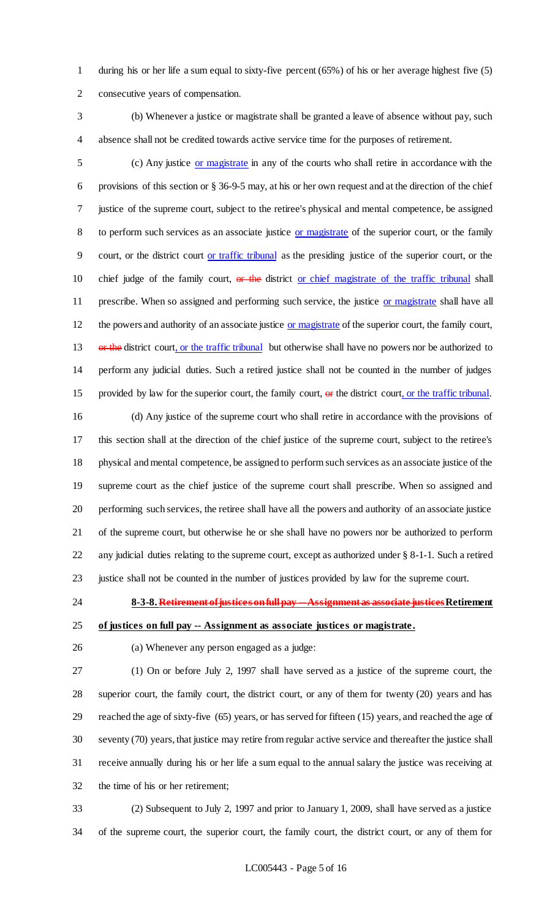during his or her life a sum equal to sixty-five percent (65%) of his or her average highest five (5) consecutive years of compensation.

(b) Whenever a justice or magistrate shall be granted a leave of absence without pay, such absence shall not be credited towards active service time for the purposes of retirement.

(c) Any justice <u>or magistrate</u> in any of the courts who shall retire in accordance with the provisions of this section or § 36-9-5 may, at his or her own request and at the direction of the chief justice of the supreme court, subject to the retiree's physical and mental competence, be assigned to perform such services as an associate justice <u>or magistrate</u> of the superior court, or the family court, or the district court <u>or traffic tribunal</u> as the presiding justice of the superior court, or the chief judge of the family court, ~~or the~~ district <u>or chief magistrate of the traffic tribunal</u> shall prescribe. When so assigned and performing such service, the justice <u>or magistrate</u> shall have all the powers and authority of an associate justice <u>or magistrate</u> of the superior court, the family court, ~~or the~~ district court<u>, or the traffic tribunal</u> but otherwise shall have no powers nor be authorized to perform any judicial duties. Such a retired justice shall not be counted in the number of judges provided by law for the superior court, the family court, ~~or~~ the district court<u>, or the traffic tribunal</u>.

(d) Any justice of the supreme court who shall retire in accordance with the provisions of this section shall at the direction of the chief justice of the supreme court, subject to the retiree's physical and mental competence, be assigned to perform such services as an associate justice of the supreme court as the chief justice of the supreme court shall prescribe. When so assigned and performing such services, the retiree shall have all the powers and authority of an associate justice of the supreme court, but otherwise he or she shall have no powers nor be authorized to perform any judicial duties relating to the supreme court, except as authorized under § 8-1-1. Such a retired justice shall not be counted in the number of justices provided by law for the supreme court.

**8-3-8. ~~Retirement of justices on full pay -- Assignment as associate justices~~ <u>Retirement of justices on full pay -- Assignment as associate justices or magistrate.</u>**

(a) Whenever any person engaged as a judge:

(1) On or before July 2, 1997 shall have served as a justice of the supreme court, the superior court, the family court, the district court, or any of them for twenty (20) years and has reached the age of sixty-five (65) years, or has served for fifteen (15) years, and reached the age of seventy (70) years, that justice may retire from regular active service and thereafter the justice shall receive annually during his or her life a sum equal to the annual salary the justice was receiving at the time of his or her retirement;

(2) Subsequent to July 2, 1997 and prior to January 1, 2009, shall have served as a justice of the supreme court, the superior court, the family court, the district court, or any of them for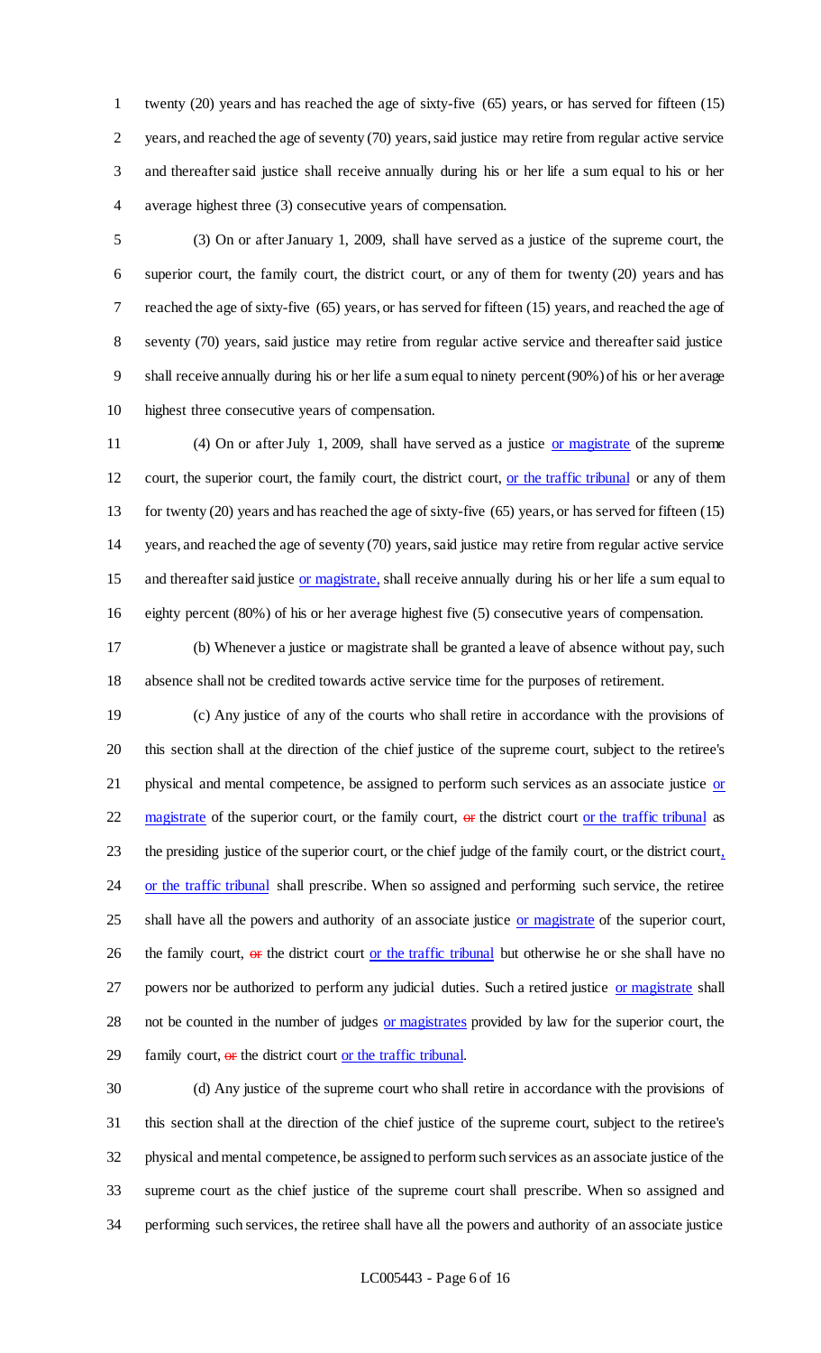twenty (20) years and has reached the age of sixty-five (65) years, or has served for fifteen (15) years, and reached the age of seventy (70) years, said justice may retire from regular active service and thereafter said justice shall receive annually during his or her life a sum equal to his or her average highest three (3) consecutive years of compensation.

(3) On or after January 1, 2009, shall have served as a justice of the supreme court, the superior court, the family court, the district court, or any of them for twenty (20) years and has reached the age of sixty-five (65) years, or has served for fifteen (15) years, and reached the age of seventy (70) years, said justice may retire from regular active service and thereafter said justice shall receive annually during his or her life a sum equal to ninety percent (90%) of his or her average highest three consecutive years of compensation.

(4) On or after July 1, 2009, shall have served as a justice or magistrate of the supreme court, the superior court, the family court, the district court, or the traffic tribunal or any of them for twenty (20) years and has reached the age of sixty-five (65) years, or has served for fifteen (15) years, and reached the age of seventy (70) years, said justice may retire from regular active service and thereafter said justice or magistrate, shall receive annually during his or her life a sum equal to eighty percent (80%) of his or her average highest five (5) consecutive years of compensation.

(b) Whenever a justice or magistrate shall be granted a leave of absence without pay, such absence shall not be credited towards active service time for the purposes of retirement.

(c) Any justice of any of the courts who shall retire in accordance with the provisions of this section shall at the direction of the chief justice of the supreme court, subject to the retiree's physical and mental competence, be assigned to perform such services as an associate justice or magistrate of the superior court, or the family court, ~~or~~ the district court or the traffic tribunal as the presiding justice of the superior court, or the chief judge of the family court, or the district court, or the traffic tribunal shall prescribe. When so assigned and performing such service, the retiree shall have all the powers and authority of an associate justice or magistrate of the superior court, the family court, ~~or~~ the district court or the traffic tribunal but otherwise he or she shall have no powers nor be authorized to perform any judicial duties. Such a retired justice or magistrate shall not be counted in the number of judges or magistrates provided by law for the superior court, the family court, ~~or~~ the district court or the traffic tribunal.

(d) Any justice of the supreme court who shall retire in accordance with the provisions of this section shall at the direction of the chief justice of the supreme court, subject to the retiree's physical and mental competence, be assigned to perform such services as an associate justice of the supreme court as the chief justice of the supreme court shall prescribe. When so assigned and performing such services, the retiree shall have all the powers and authority of an associate justice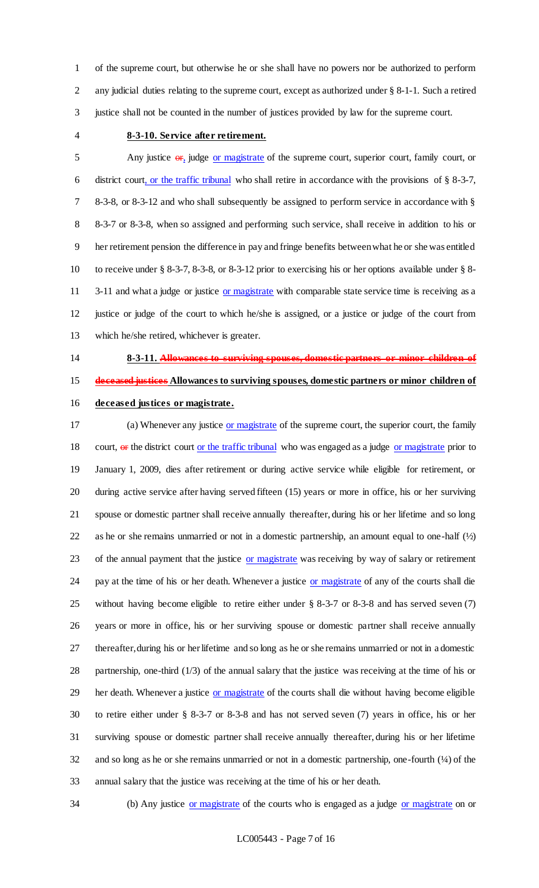of the supreme court, but otherwise he or she shall have no powers nor be authorized to perform any judicial duties relating to the supreme court, except as authorized under § 8-1-1. Such a retired justice shall not be counted in the number of justices provided by law for the supreme court.

**8-3-10. Service after retirement.**

Any justice ~~or~~, judge or magistrate of the supreme court, superior court, family court, or district court, or the traffic tribunal who shall retire in accordance with the provisions of § 8-3-7, 8-3-8, or 8-3-12 and who shall subsequently be assigned to perform service in accordance with § 8-3-7 or 8-3-8, when so assigned and performing such service, shall receive in addition to his or her retirement pension the difference in pay and fringe benefits between what he or she was entitled to receive under § 8-3-7, 8-3-8, or 8-3-12 prior to exercising his or her options available under § 8-3-11 and what a judge or justice or magistrate with comparable state service time is receiving as a justice or judge of the court to which he/she is assigned, or a justice or judge of the court from which he/she retired, whichever is greater.

**8-3-11. ~~Allowances to surviving spouses, domestic partners or minor children of deceased justices~~ Allowances to surviving spouses, domestic partners or minor children of deceased justices or magistrate.**

(a) Whenever any justice or magistrate of the supreme court, the superior court, the family court, ~~or~~ the district court or the traffic tribunal who was engaged as a judge or magistrate prior to January 1, 2009, dies after retirement or during active service while eligible for retirement, or during active service after having served fifteen (15) years or more in office, his or her surviving spouse or domestic partner shall receive annually thereafter, during his or her lifetime and so long as he or she remains unmarried or not in a domestic partnership, an amount equal to one-half (½) of the annual payment that the justice or magistrate was receiving by way of salary or retirement pay at the time of his or her death. Whenever a justice or magistrate of any of the courts shall die without having become eligible to retire either under § 8-3-7 or 8-3-8 and has served seven (7) years or more in office, his or her surviving spouse or domestic partner shall receive annually thereafter, during his or her lifetime and so long as he or she remains unmarried or not in a domestic partnership, one-third (1/3) of the annual salary that the justice was receiving at the time of his or her death. Whenever a justice or magistrate of the courts shall die without having become eligible to retire either under § 8-3-7 or 8-3-8 and has not served seven (7) years in office, his or her surviving spouse or domestic partner shall receive annually thereafter, during his or her lifetime and so long as he or she remains unmarried or not in a domestic partnership, one-fourth (¼) of the annual salary that the justice was receiving at the time of his or her death.

(b) Any justice or magistrate of the courts who is engaged as a judge or magistrate on or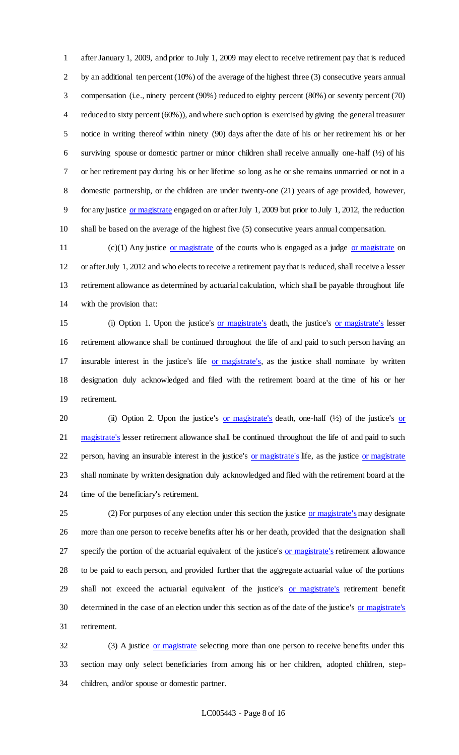after January 1, 2009, and prior to July 1, 2009 may elect to receive retirement pay that is reduced by an additional ten percent (10%) of the average of the highest three (3) consecutive years annual compensation (i.e., ninety percent (90%) reduced to eighty percent (80%) or seventy percent (70) reduced to sixty percent (60%)), and where such option is exercised by giving the general treasurer notice in writing thereof within ninety (90) days after the date of his or her retirement his or her surviving spouse or domestic partner or minor children shall receive annually one-half (½) of his or her retirement pay during his or her lifetime so long as he or she remains unmarried or not in a domestic partnership, or the children are under twenty-one (21) years of age provided, however, for any justice or magistrate engaged on or after July 1, 2009 but prior to July 1, 2012, the reduction shall be based on the average of the highest five (5) consecutive years annual compensation.

(c)(1) Any justice or magistrate of the courts who is engaged as a judge or magistrate on or after July 1, 2012 and who elects to receive a retirement pay that is reduced, shall receive a lesser retirement allowance as determined by actuarial calculation, which shall be payable throughout life with the provision that:

(i) Option 1. Upon the justice's or magistrate's death, the justice's or magistrate's lesser retirement allowance shall be continued throughout the life of and paid to such person having an insurable interest in the justice's life or magistrate's, as the justice shall nominate by written designation duly acknowledged and filed with the retirement board at the time of his or her retirement.

(ii) Option 2. Upon the justice's or magistrate's death, one-half (½) of the justice's or magistrate's lesser retirement allowance shall be continued throughout the life of and paid to such person, having an insurable interest in the justice's or magistrate's life, as the justice or magistrate shall nominate by written designation duly acknowledged and filed with the retirement board at the time of the beneficiary's retirement.

(2) For purposes of any election under this section the justice or magistrate's may designate more than one person to receive benefits after his or her death, provided that the designation shall specify the portion of the actuarial equivalent of the justice's or magistrate's retirement allowance to be paid to each person, and provided further that the aggregate actuarial value of the portions shall not exceed the actuarial equivalent of the justice's or magistrate's retirement benefit determined in the case of an election under this section as of the date of the justice's or magistrate's retirement.

(3) A justice or magistrate selecting more than one person to receive benefits under this section may only select beneficiaries from among his or her children, adopted children, step-children, and/or spouse or domestic partner.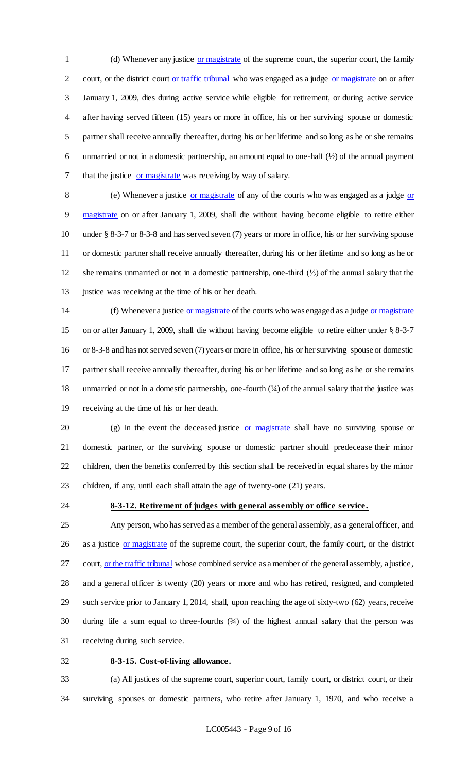(d) Whenever any justice or magistrate of the supreme court, the superior court, the family court, or the district court or traffic tribunal who was engaged as a judge or magistrate on or after January 1, 2009, dies during active service while eligible for retirement, or during active service after having served fifteen (15) years or more in office, his or her surviving spouse or domestic partner shall receive annually thereafter, during his or her lifetime and so long as he or she remains unmarried or not in a domestic partnership, an amount equal to one-half (½) of the annual payment that the justice or magistrate was receiving by way of salary.

(e) Whenever a justice or magistrate of any of the courts who was engaged as a judge or magistrate on or after January 1, 2009, shall die without having become eligible to retire either under § 8-3-7 or 8-3-8 and has served seven (7) years or more in office, his or her surviving spouse or domestic partner shall receive annually thereafter, during his or her lifetime and so long as he or she remains unmarried or not in a domestic partnership, one-third (⅓) of the annual salary that the justice was receiving at the time of his or her death.

(f) Whenever a justice or magistrate of the courts who was engaged as a judge or magistrate on or after January 1, 2009, shall die without having become eligible to retire either under § 8-3-7 or 8-3-8 and has not served seven (7) years or more in office, his or her surviving spouse or domestic partner shall receive annually thereafter, during his or her lifetime and so long as he or she remains unmarried or not in a domestic partnership, one-fourth (¼) of the annual salary that the justice was receiving at the time of his or her death.

(g) In the event the deceased justice or magistrate shall have no surviving spouse or domestic partner, or the surviving spouse or domestic partner should predecease their minor children, then the benefits conferred by this section shall be received in equal shares by the minor children, if any, until each shall attain the age of twenty-one (21) years.

**8-3-12. Retirement of judges with general assembly or office service.**

Any person, who has served as a member of the general assembly, as a general officer, and as a justice or magistrate of the supreme court, the superior court, the family court, or the district court, or the traffic tribunal whose combined service as a member of the general assembly, a justice, and a general officer is twenty (20) years or more and who has retired, resigned, and completed such service prior to January 1, 2014, shall, upon reaching the age of sixty-two (62) years, receive during life a sum equal to three-fourths (¾) of the highest annual salary that the person was receiving during such service.

**8-3-15. Cost-of-living allowance.**

(a) All justices of the supreme court, superior court, family court, or district court, or their surviving spouses or domestic partners, who retire after January 1, 1970, and who receive a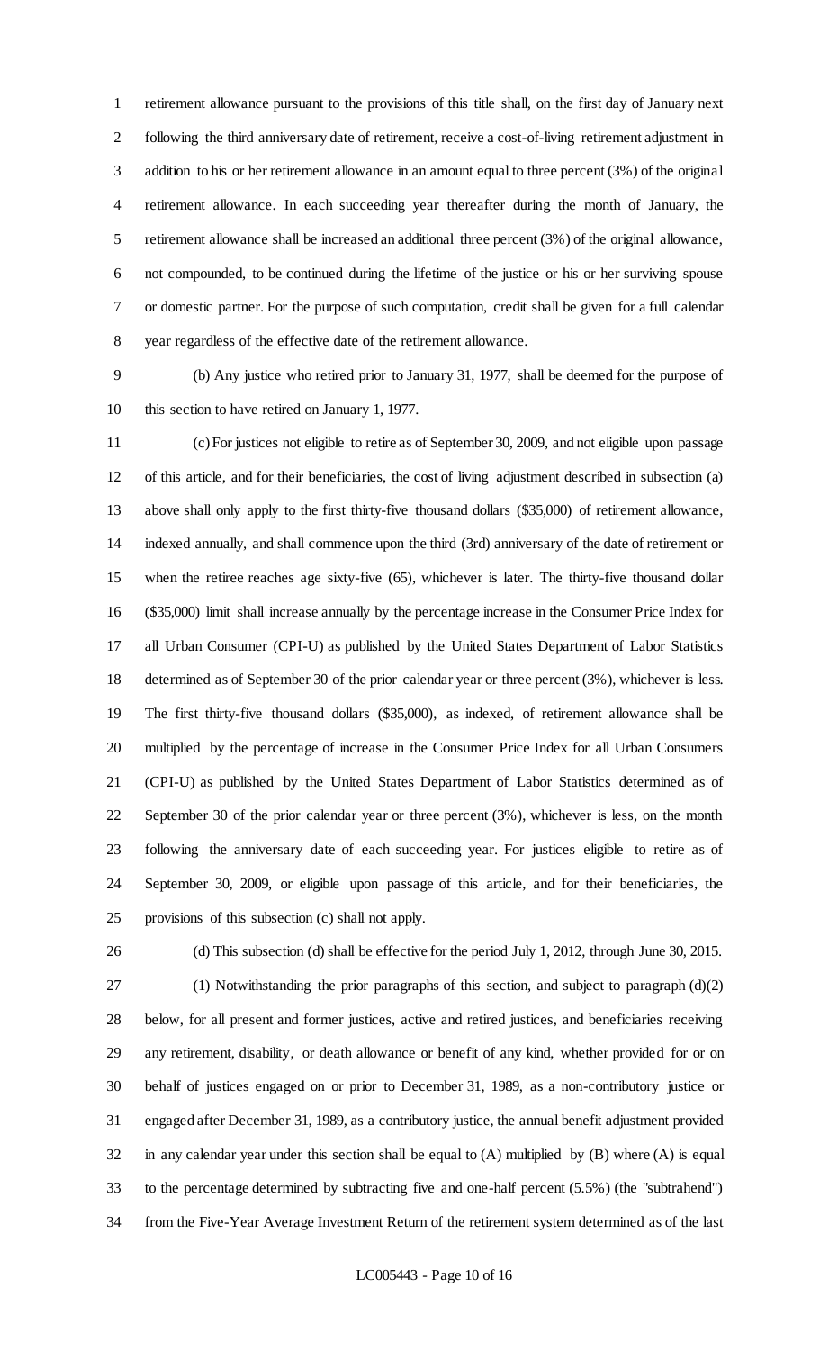retirement allowance pursuant to the provisions of this title shall, on the first day of January next following the third anniversary date of retirement, receive a cost-of-living retirement adjustment in addition to his or her retirement allowance in an amount equal to three percent (3%) of the original retirement allowance. In each succeeding year thereafter during the month of January, the retirement allowance shall be increased an additional three percent (3%) of the original allowance, not compounded, to be continued during the lifetime of the justice or his or her surviving spouse or domestic partner. For the purpose of such computation, credit shall be given for a full calendar year regardless of the effective date of the retirement allowance.

(b) Any justice who retired prior to January 31, 1977, shall be deemed for the purpose of this section to have retired on January 1, 1977.

(c) For justices not eligible to retire as of September 30, 2009, and not eligible upon passage of this article, and for their beneficiaries, the cost of living adjustment described in subsection (a) above shall only apply to the first thirty-five thousand dollars ($35,000) of retirement allowance, indexed annually, and shall commence upon the third (3rd) anniversary of the date of retirement or when the retiree reaches age sixty-five (65), whichever is later. The thirty-five thousand dollar ($35,000) limit shall increase annually by the percentage increase in the Consumer Price Index for all Urban Consumer (CPI-U) as published by the United States Department of Labor Statistics determined as of September 30 of the prior calendar year or three percent (3%), whichever is less. The first thirty-five thousand dollars ($35,000), as indexed, of retirement allowance shall be multiplied by the percentage of increase in the Consumer Price Index for all Urban Consumers (CPI-U) as published by the United States Department of Labor Statistics determined as of September 30 of the prior calendar year or three percent (3%), whichever is less, on the month following the anniversary date of each succeeding year. For justices eligible to retire as of September 30, 2009, or eligible upon passage of this article, and for their beneficiaries, the provisions of this subsection (c) shall not apply.

(d) This subsection (d) shall be effective for the period July 1, 2012, through June 30, 2015.

(1) Notwithstanding the prior paragraphs of this section, and subject to paragraph (d)(2) below, for all present and former justices, active and retired justices, and beneficiaries receiving any retirement, disability, or death allowance or benefit of any kind, whether provided for or on behalf of justices engaged on or prior to December 31, 1989, as a non-contributory justice or engaged after December 31, 1989, as a contributory justice, the annual benefit adjustment provided in any calendar year under this section shall be equal to (A) multiplied by (B) where (A) is equal to the percentage determined by subtracting five and one-half percent (5.5%) (the "subtrahend") from the Five-Year Average Investment Return of the retirement system determined as of the last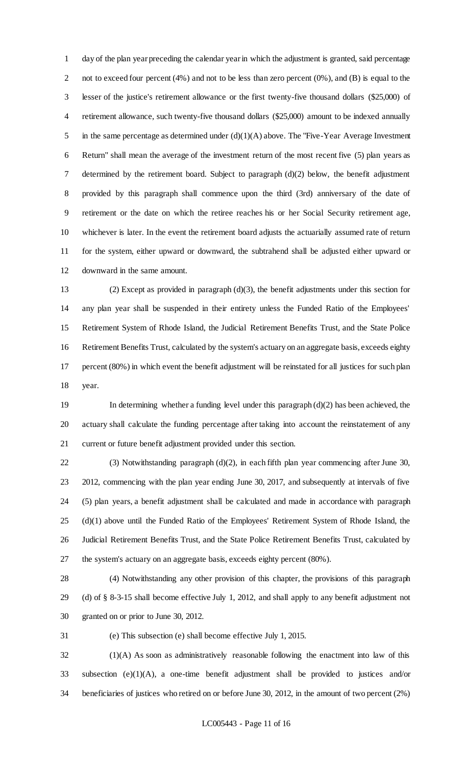day of the plan year preceding the calendar year in which the adjustment is granted, said percentage not to exceed four percent (4%) and not to be less than zero percent (0%), and (B) is equal to the lesser of the justice's retirement allowance or the first twenty-five thousand dollars ($25,000) of retirement allowance, such twenty-five thousand dollars ($25,000) amount to be indexed annually in the same percentage as determined under (d)(1)(A) above. The "Five-Year Average Investment Return" shall mean the average of the investment return of the most recent five (5) plan years as determined by the retirement board. Subject to paragraph (d)(2) below, the benefit adjustment provided by this paragraph shall commence upon the third (3rd) anniversary of the date of retirement or the date on which the retiree reaches his or her Social Security retirement age, whichever is later. In the event the retirement board adjusts the actuarially assumed rate of return for the system, either upward or downward, the subtrahend shall be adjusted either upward or downward in the same amount.

(2) Except as provided in paragraph (d)(3), the benefit adjustments under this section for any plan year shall be suspended in their entirety unless the Funded Ratio of the Employees' Retirement System of Rhode Island, the Judicial Retirement Benefits Trust, and the State Police Retirement Benefits Trust, calculated by the system's actuary on an aggregate basis, exceeds eighty percent (80%) in which event the benefit adjustment will be reinstated for all justices for such plan year.

In determining whether a funding level under this paragraph (d)(2) has been achieved, the actuary shall calculate the funding percentage after taking into account the reinstatement of any current or future benefit adjustment provided under this section.

(3) Notwithstanding paragraph (d)(2), in each fifth plan year commencing after June 30, 2012, commencing with the plan year ending June 30, 2017, and subsequently at intervals of five (5) plan years, a benefit adjustment shall be calculated and made in accordance with paragraph (d)(1) above until the Funded Ratio of the Employees' Retirement System of Rhode Island, the Judicial Retirement Benefits Trust, and the State Police Retirement Benefits Trust, calculated by the system's actuary on an aggregate basis, exceeds eighty percent (80%).

(4) Notwithstanding any other provision of this chapter, the provisions of this paragraph (d) of § 8-3-15 shall become effective July 1, 2012, and shall apply to any benefit adjustment not granted on or prior to June 30, 2012.

(e) This subsection (e) shall become effective July 1, 2015.

(1)(A) As soon as administratively reasonable following the enactment into law of this subsection (e)(1)(A), a one-time benefit adjustment shall be provided to justices and/or beneficiaries of justices who retired on or before June 30, 2012, in the amount of two percent (2%)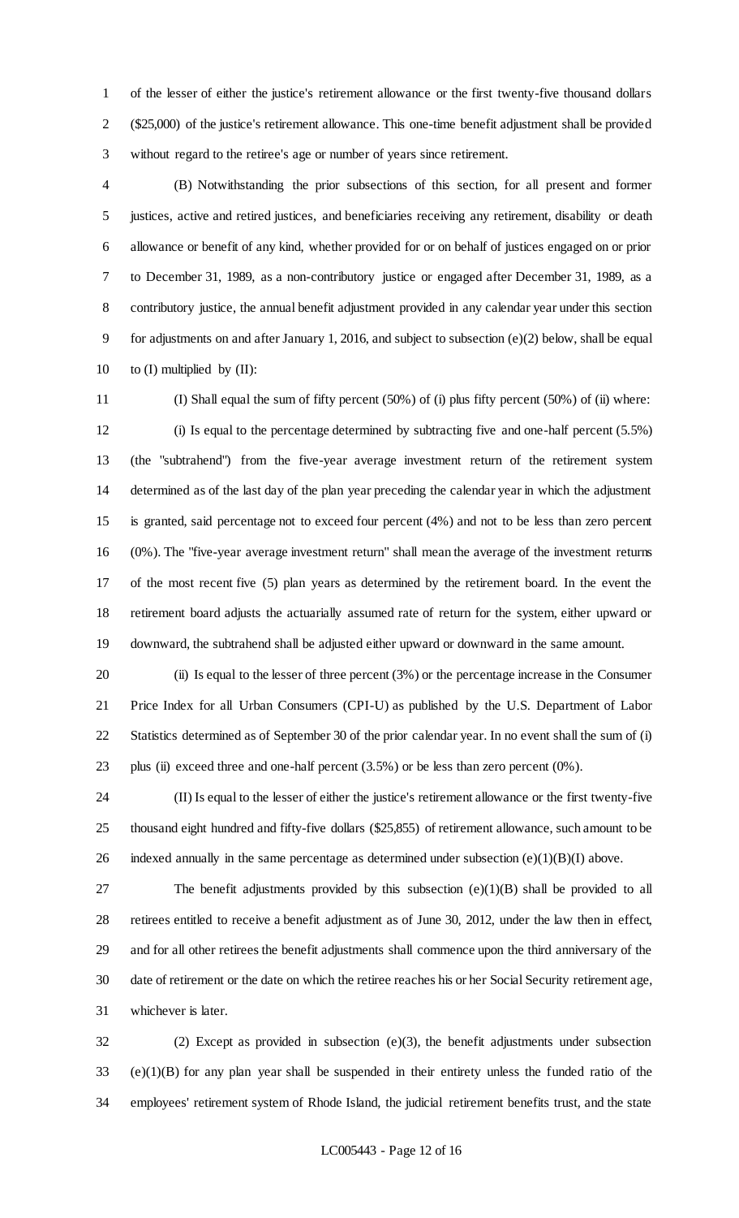of the lesser of either the justice's retirement allowance or the first twenty-five thousand dollars ($25,000) of the justice's retirement allowance. This one-time benefit adjustment shall be provided without regard to the retiree's age or number of years since retirement.

(B) Notwithstanding the prior subsections of this section, for all present and former justices, active and retired justices, and beneficiaries receiving any retirement, disability or death allowance or benefit of any kind, whether provided for or on behalf of justices engaged on or prior to December 31, 1989, as a non-contributory justice or engaged after December 31, 1989, as a contributory justice, the annual benefit adjustment provided in any calendar year under this section for adjustments on and after January 1, 2016, and subject to subsection (e)(2) below, shall be equal to (I) multiplied by (II):

(I) Shall equal the sum of fifty percent (50%) of (i) plus fifty percent (50%) of (ii) where:

(i) Is equal to the percentage determined by subtracting five and one-half percent (5.5%) (the "subtrahend") from the five-year average investment return of the retirement system determined as of the last day of the plan year preceding the calendar year in which the adjustment is granted, said percentage not to exceed four percent (4%) and not to be less than zero percent (0%). The "five-year average investment return" shall mean the average of the investment returns of the most recent five (5) plan years as determined by the retirement board. In the event the retirement board adjusts the actuarially assumed rate of return for the system, either upward or downward, the subtrahend shall be adjusted either upward or downward in the same amount.

(ii) Is equal to the lesser of three percent (3%) or the percentage increase in the Consumer Price Index for all Urban Consumers (CPI-U) as published by the U.S. Department of Labor Statistics determined as of September 30 of the prior calendar year. In no event shall the sum of (i) plus (ii) exceed three and one-half percent (3.5%) or be less than zero percent (0%).

(II) Is equal to the lesser of either the justice's retirement allowance or the first twenty-five thousand eight hundred and fifty-five dollars ($25,855) of retirement allowance, such amount to be indexed annually in the same percentage as determined under subsection (e)(1)(B)(I) above.

The benefit adjustments provided by this subsection (e)(1)(B) shall be provided to all retirees entitled to receive a benefit adjustment as of June 30, 2012, under the law then in effect, and for all other retirees the benefit adjustments shall commence upon the third anniversary of the date of retirement or the date on which the retiree reaches his or her Social Security retirement age, whichever is later.

(2) Except as provided in subsection (e)(3), the benefit adjustments under subsection (e)(1)(B) for any plan year shall be suspended in their entirety unless the funded ratio of the employees' retirement system of Rhode Island, the judicial retirement benefits trust, and the state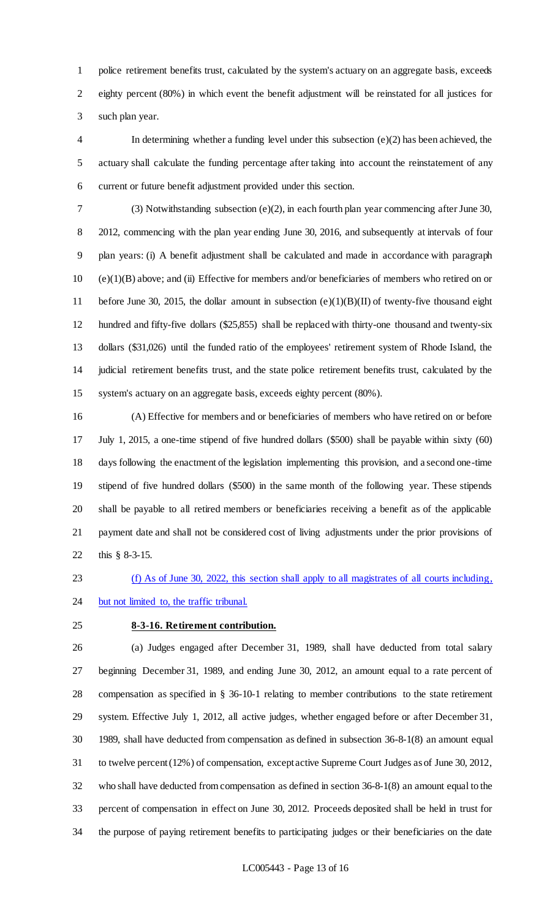police retirement benefits trust, calculated by the system's actuary on an aggregate basis, exceeds eighty percent (80%) in which event the benefit adjustment will be reinstated for all justices for such plan year.

In determining whether a funding level under this subsection (e)(2) has been achieved, the actuary shall calculate the funding percentage after taking into account the reinstatement of any current or future benefit adjustment provided under this section.

(3) Notwithstanding subsection (e)(2), in each fourth plan year commencing after June 30, 2012, commencing with the plan year ending June 30, 2016, and subsequently at intervals of four plan years: (i) A benefit adjustment shall be calculated and made in accordance with paragraph (e)(1)(B) above; and (ii) Effective for members and/or beneficiaries of members who retired on or before June 30, 2015, the dollar amount in subsection (e)(1)(B)(II) of twenty-five thousand eight hundred and fifty-five dollars ($25,855) shall be replaced with thirty-one thousand and twenty-six dollars ($31,026) until the funded ratio of the employees' retirement system of Rhode Island, the judicial retirement benefits trust, and the state police retirement benefits trust, calculated by the system's actuary on an aggregate basis, exceeds eighty percent (80%).

(A) Effective for members and or beneficiaries of members who have retired on or before July 1, 2015, a one-time stipend of five hundred dollars ($500) shall be payable within sixty (60) days following the enactment of the legislation implementing this provision, and a second one-time stipend of five hundred dollars ($500) in the same month of the following year. These stipends shall be payable to all retired members or beneficiaries receiving a benefit as of the applicable payment date and shall not be considered cost of living adjustments under the prior provisions of this § 8-3-15.

(f) As of June 30, 2022, this section shall apply to all magistrates of all courts including, but not limited to, the traffic tribunal.

**8-3-16. Retirement contribution.**

(a) Judges engaged after December 31, 1989, shall have deducted from total salary beginning December 31, 1989, and ending June 30, 2012, an amount equal to a rate percent of compensation as specified in § 36-10-1 relating to member contributions to the state retirement system. Effective July 1, 2012, all active judges, whether engaged before or after December 31, 1989, shall have deducted from compensation as defined in subsection 36-8-1(8) an amount equal to twelve percent (12%) of compensation, except active Supreme Court Judges as of June 30, 2012, who shall have deducted from compensation as defined in section 36-8-1(8) an amount equal to the percent of compensation in effect on June 30, 2012. Proceeds deposited shall be held in trust for the purpose of paying retirement benefits to participating judges or their beneficiaries on the date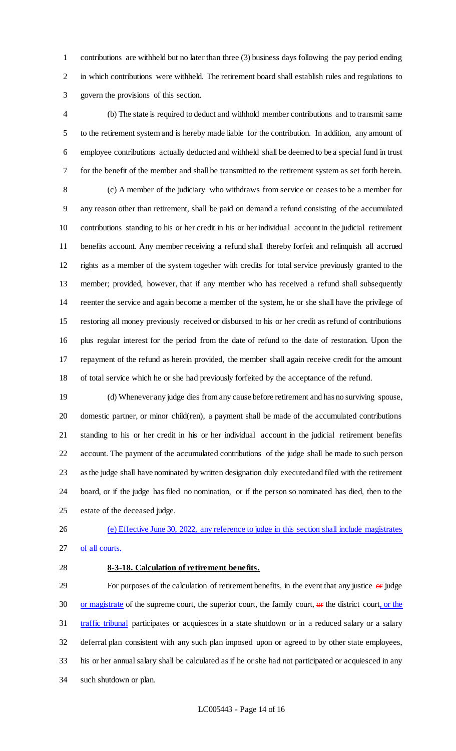contributions are withheld but no later than three (3) business days following the pay period ending in which contributions were withheld. The retirement board shall establish rules and regulations to govern the provisions of this section.

(b) The state is required to deduct and withhold member contributions and to transmit same to the retirement system and is hereby made liable for the contribution. In addition, any amount of employee contributions actually deducted and withheld shall be deemed to be a special fund in trust for the benefit of the member and shall be transmitted to the retirement system as set forth herein.

(c) A member of the judiciary who withdraws from service or ceases to be a member for any reason other than retirement, shall be paid on demand a refund consisting of the accumulated contributions standing to his or her credit in his or her individual account in the judicial retirement benefits account. Any member receiving a refund shall thereby forfeit and relinquish all accrued rights as a member of the system together with credits for total service previously granted to the member; provided, however, that if any member who has received a refund shall subsequently reenter the service and again become a member of the system, he or she shall have the privilege of restoring all money previously received or disbursed to his or her credit as refund of contributions plus regular interest for the period from the date of refund to the date of restoration. Upon the repayment of the refund as herein provided, the member shall again receive credit for the amount of total service which he or she had previously forfeited by the acceptance of the refund.

(d) Whenever any judge dies from any cause before retirement and has no surviving spouse, domestic partner, or minor child(ren), a payment shall be made of the accumulated contributions standing to his or her credit in his or her individual account in the judicial retirement benefits account. The payment of the accumulated contributions of the judge shall be made to such person as the judge shall have nominated by written designation duly executed and filed with the retirement board, or if the judge has filed no nomination, or if the person so nominated has died, then to the estate of the deceased judge.

(e) Effective June 30, 2022, any reference to judge in this section shall include magistrates of all courts.

**8-3-18. Calculation of retirement benefits.**

For purposes of the calculation of retirement benefits, in the event that any justice ~~or~~ judge or magistrate of the supreme court, the superior court, the family court, ~~or~~ the district court, or the traffic tribunal participates or acquiesces in a state shutdown or in a reduced salary or a salary deferral plan consistent with any such plan imposed upon or agreed to by other state employees, his or her annual salary shall be calculated as if he or she had not participated or acquiesced in any such shutdown or plan.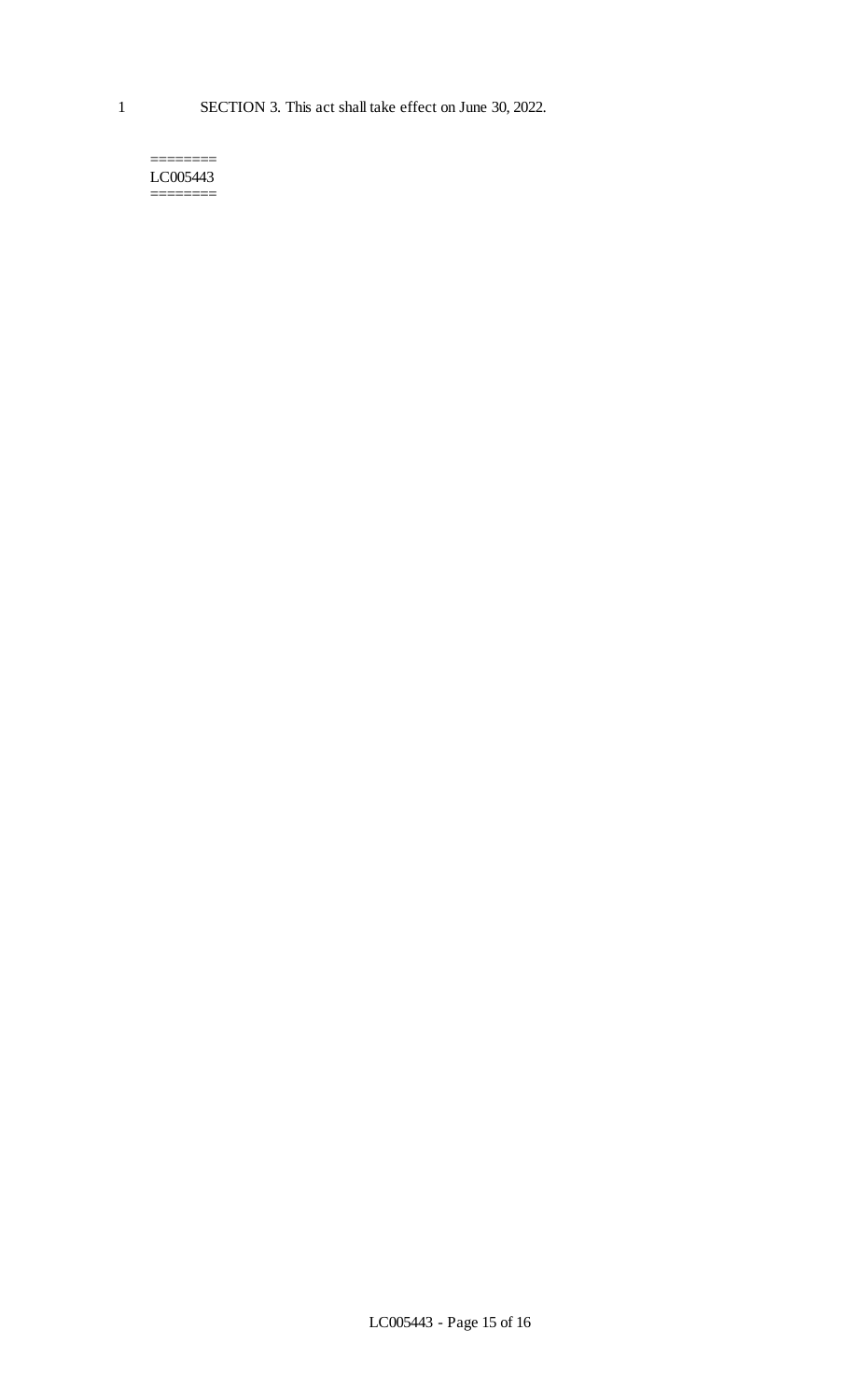1 SECTION 3. This act shall take effect on June 30, 2022.

========
LC005443
========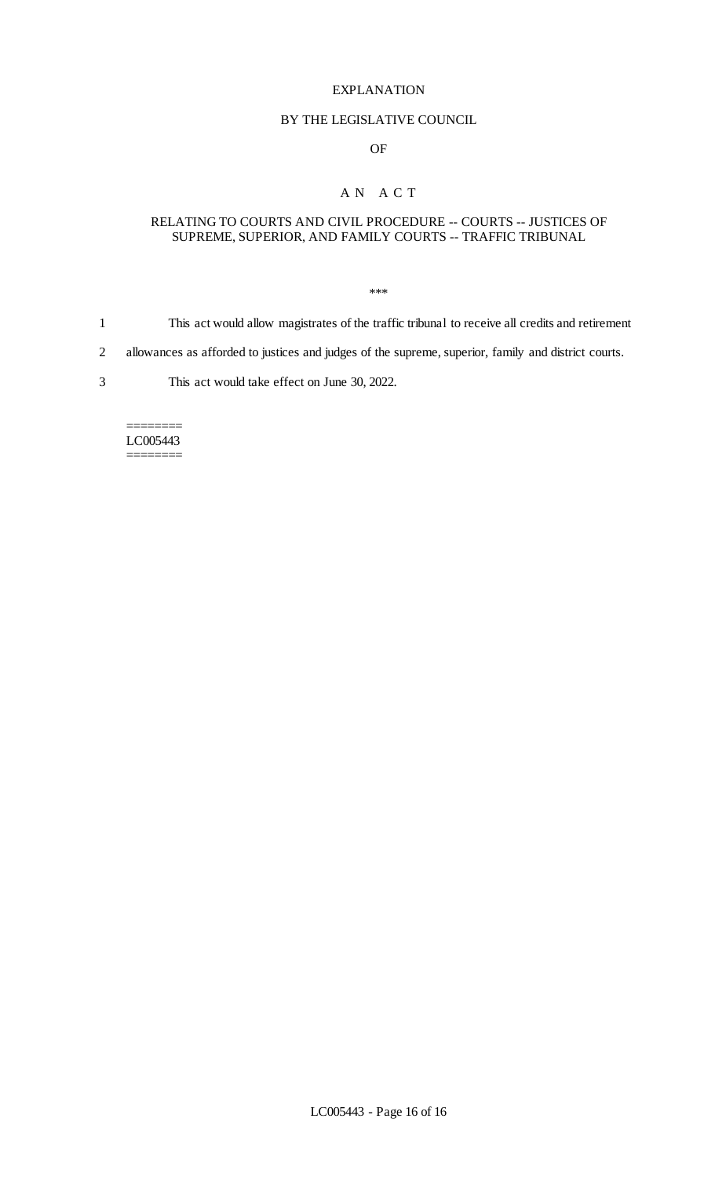EXPLANATION

BY THE LEGISLATIVE COUNCIL

OF

A N A C T

RELATING TO COURTS AND CIVIL PROCEDURE -- COURTS -- JUSTICES OF SUPREME, SUPERIOR, AND FAMILY COURTS -- TRAFFIC TRIBUNAL

\*\*\*

1 This act would allow magistrates of the traffic tribunal to receive all credits and retirement

2 allowances as afforded to justices and judges of the supreme, superior, family and district courts.

3 This act would take effect on June 30, 2022.

========
LC005443
========